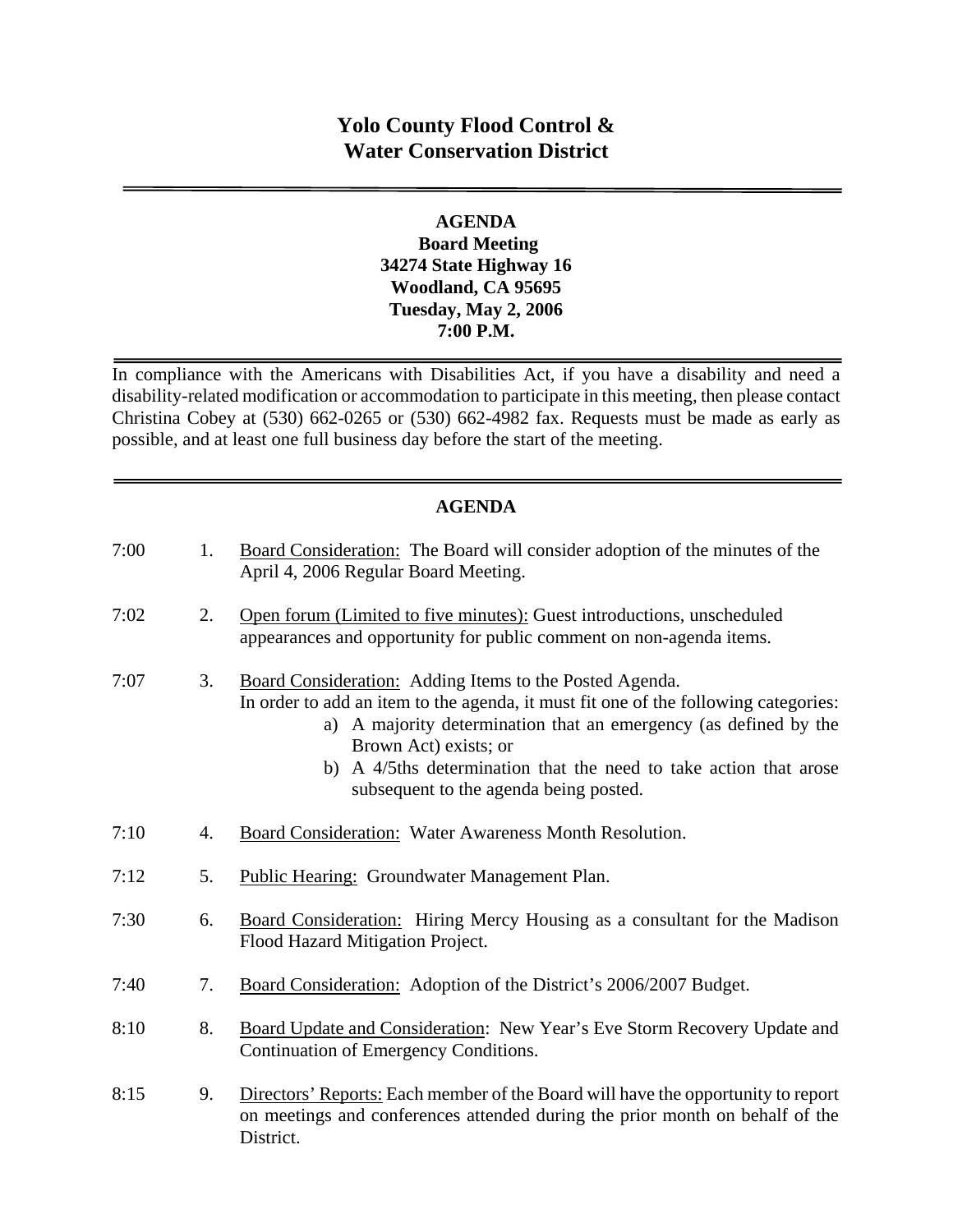# Yolo County Flood Control & Water Conservation District

**AGENDA**
**Board Meeting**
**34274 State Highway 16**
**Woodland, CA 95695**
**Tuesday, May 2, 2006**
**7:00 P.M.**

In compliance with the Americans with Disabilities Act, if you have a disability and need a disability-related modification or accommodation to participate in this meeting, then please contact Christina Cobey at (530) 662-0265 or (530) 662-4982 fax. Requests must be made as early as possible, and at least one full business day before the start of the meeting.

## AGENDA

7:00 — 1. Board Consideration: The Board will consider adoption of the minutes of the April 4, 2006 Regular Board Meeting.

7:02 — 2. Open forum (Limited to five minutes): Guest introductions, unscheduled appearances and opportunity for public comment on non-agenda items.

7:07 — 3. Board Consideration: Adding Items to the Posted Agenda.
In order to add an item to the agenda, it must fit one of the following categories:
   a) A majority determination that an emergency (as defined by the Brown Act) exists; or
   b) A 4/5ths determination that the need to take action that arose subsequent to the agenda being posted.

7:10 — 4. Board Consideration: Water Awareness Month Resolution.

7:12 — 5. Public Hearing: Groundwater Management Plan.

7:30 — 6. Board Consideration: Hiring Mercy Housing as a consultant for the Madison Flood Hazard Mitigation Project.

7:40 — 7. Board Consideration: Adoption of the District's 2006/2007 Budget.

8:10 — 8. Board Update and Consideration: New Year's Eve Storm Recovery Update and Continuation of Emergency Conditions.

8:15 — 9. Directors' Reports: Each member of the Board will have the opportunity to report on meetings and conferences attended during the prior month on behalf of the District.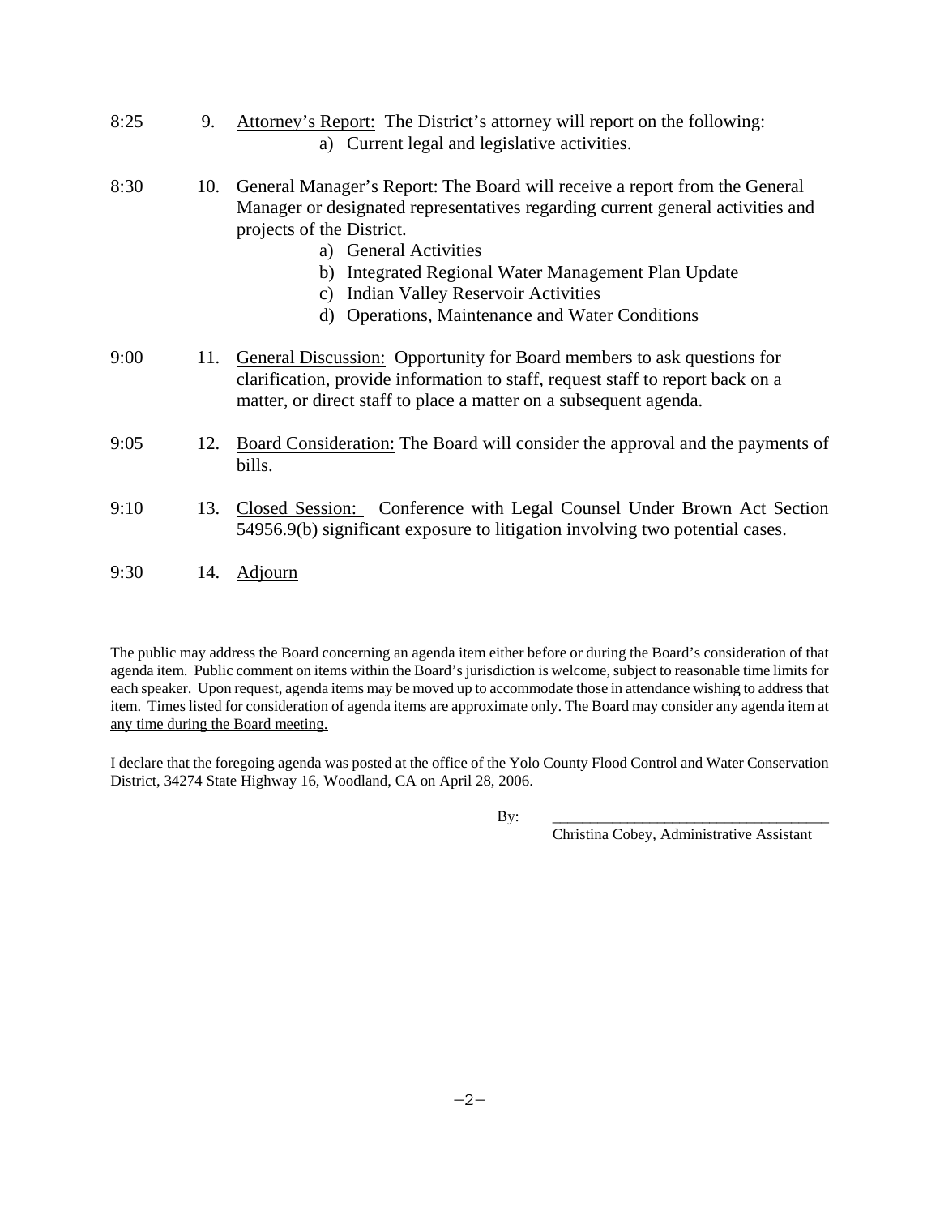8:25 9. <u>Attorney's Report:</u> The District's attorney will report on the following:
   a) Current legal and legislative activities.

8:30 10. <u>General Manager's Report:</u> The Board will receive a report from the General Manager or designated representatives regarding current general activities and projects of the District.
   a) General Activities
   b) Integrated Regional Water Management Plan Update
   c) Indian Valley Reservoir Activities
   d) Operations, Maintenance and Water Conditions

9:00 11. <u>General Discussion:</u> Opportunity for Board members to ask questions for clarification, provide information to staff, request staff to report back on a matter, or direct staff to place a matter on a subsequent agenda.

9:05 12. <u>Board Consideration:</u> The Board will consider the approval and the payments of bills.

9:10 13. <u>Closed Session:</u> Conference with Legal Counsel Under Brown Act Section 54956.9(b) significant exposure to litigation involving two potential cases.

9:30 14. <u>Adjourn</u>

The public may address the Board concerning an agenda item either before or during the Board's consideration of that agenda item. Public comment on items within the Board's jurisdiction is welcome, subject to reasonable time limits for each speaker. Upon request, agenda items may be moved up to accommodate those in attendance wishing to address that item. <u>Times listed for consideration of agenda items are approximate only. The Board may consider any agenda item at any time during the Board meeting.</u>

I declare that the foregoing agenda was posted at the office of the Yolo County Flood Control and Water Conservation District, 34274 State Highway 16, Woodland, CA on April 28, 2006.

By: ___________________________________
Christina Cobey, Administrative Assistant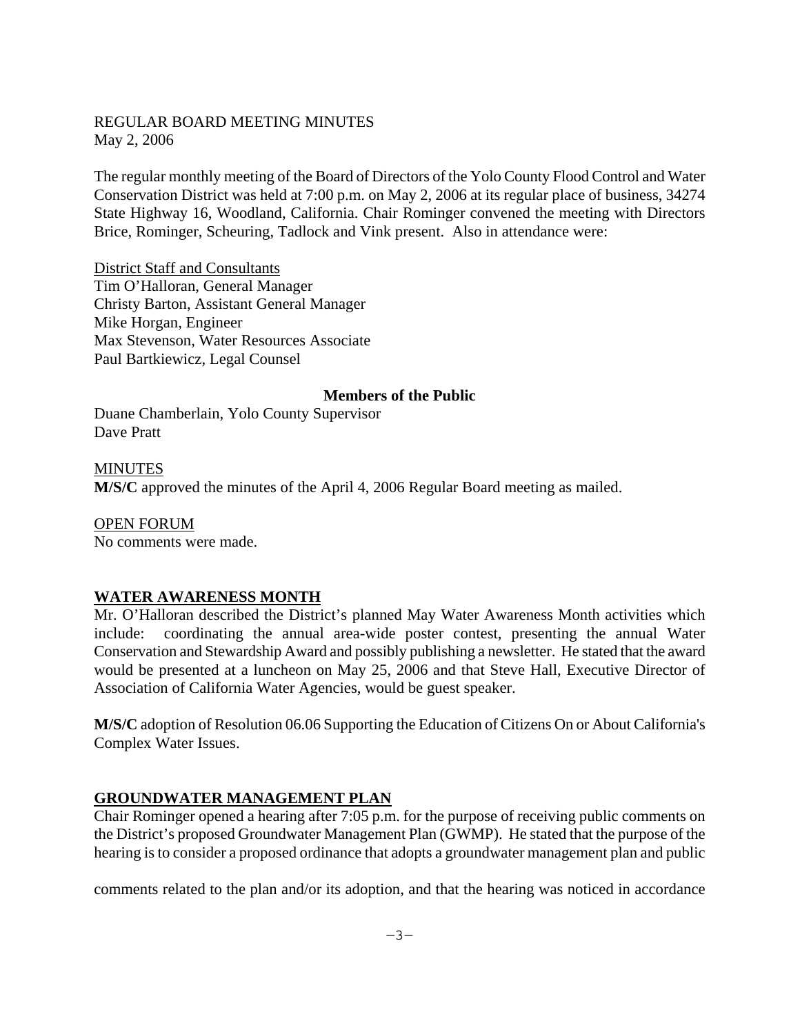REGULAR BOARD MEETING MINUTES
May 2, 2006

The regular monthly meeting of the Board of Directors of the Yolo County Flood Control and Water Conservation District was held at 7:00 p.m. on May 2, 2006 at its regular place of business, 34274 State Highway 16, Woodland, California. Chair Rominger convened the meeting with Directors Brice, Rominger, Scheuring, Tadlock and Vink present. Also in attendance were:

District Staff and Consultants
Tim O'Halloran, General Manager
Christy Barton, Assistant General Manager
Mike Horgan, Engineer
Max Stevenson, Water Resources Associate
Paul Bartkiewicz, Legal Counsel

**Members of the Public**

Duane Chamberlain, Yolo County Supervisor
Dave Pratt

MINUTES
**M/S/C** approved the minutes of the April 4, 2006 Regular Board meeting as mailed.

OPEN FORUM
No comments were made.

## WATER AWARENESS MONTH

Mr. O'Halloran described the District's planned May Water Awareness Month activities which include: coordinating the annual area-wide poster contest, presenting the annual Water Conservation and Stewardship Award and possibly publishing a newsletter. He stated that the award would be presented at a luncheon on May 25, 2006 and that Steve Hall, Executive Director of Association of California Water Agencies, would be guest speaker.

**M/S/C** adoption of Resolution 06.06 Supporting the Education of Citizens On or About California's Complex Water Issues.

## GROUNDWATER MANAGEMENT PLAN

Chair Rominger opened a hearing after 7:05 p.m. for the purpose of receiving public comments on the District's proposed Groundwater Management Plan (GWMP). He stated that the purpose of the hearing is to consider a proposed ordinance that adopts a groundwater management plan and public

comments related to the plan and/or its adoption, and that the hearing was noticed in accordance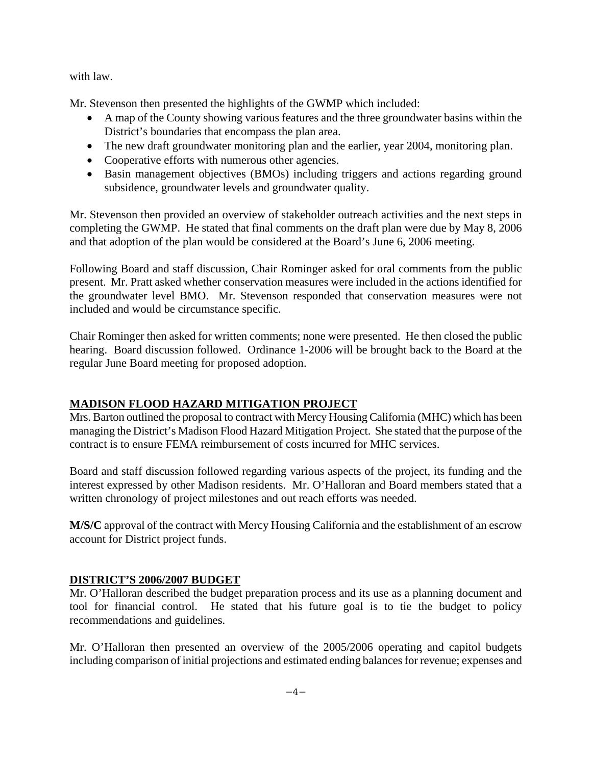with law.

Mr. Stevenson then presented the highlights of the GWMP which included:

- A map of the County showing various features and the three groundwater basins within the District's boundaries that encompass the plan area.
- The new draft groundwater monitoring plan and the earlier, year 2004, monitoring plan.
- Cooperative efforts with numerous other agencies.
- Basin management objectives (BMOs) including triggers and actions regarding ground subsidence, groundwater levels and groundwater quality.

Mr. Stevenson then provided an overview of stakeholder outreach activities and the next steps in completing the GWMP. He stated that final comments on the draft plan were due by May 8, 2006 and that adoption of the plan would be considered at the Board's June 6, 2006 meeting.

Following Board and staff discussion, Chair Rominger asked for oral comments from the public present. Mr. Pratt asked whether conservation measures were included in the actions identified for the groundwater level BMO. Mr. Stevenson responded that conservation measures were not included and would be circumstance specific.

Chair Rominger then asked for written comments; none were presented. He then closed the public hearing. Board discussion followed. Ordinance 1-2006 will be brought back to the Board at the regular June Board meeting for proposed adoption.

## MADISON FLOOD HAZARD MITIGATION PROJECT

Mrs. Barton outlined the proposal to contract with Mercy Housing California (MHC) which has been managing the District's Madison Flood Hazard Mitigation Project. She stated that the purpose of the contract is to ensure FEMA reimbursement of costs incurred for MHC services.

Board and staff discussion followed regarding various aspects of the project, its funding and the interest expressed by other Madison residents. Mr. O'Halloran and Board members stated that a written chronology of project milestones and out reach efforts was needed.

**M/S/C** approval of the contract with Mercy Housing California and the establishment of an escrow account for District project funds.

## DISTRICT'S 2006/2007 BUDGET

Mr. O'Halloran described the budget preparation process and its use as a planning document and tool for financial control. He stated that his future goal is to tie the budget to policy recommendations and guidelines.

Mr. O'Halloran then presented an overview of the 2005/2006 operating and capitol budgets including comparison of initial projections and estimated ending balances for revenue; expenses and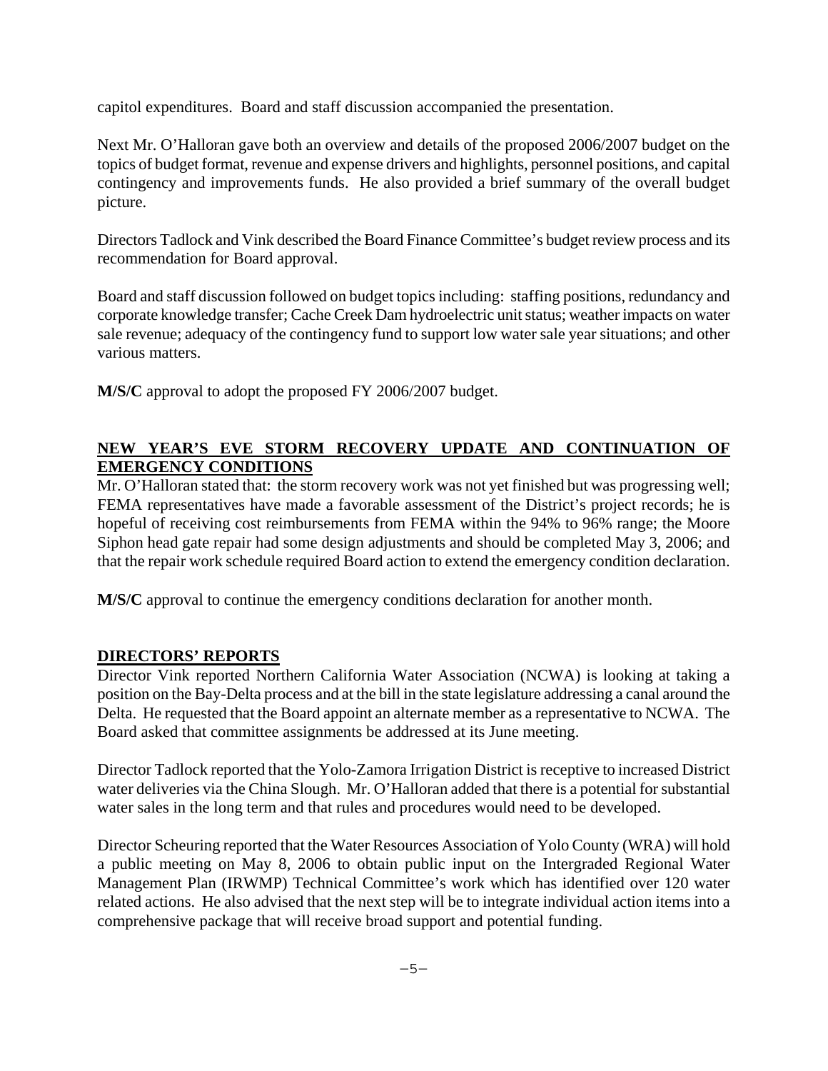capitol expenditures. Board and staff discussion accompanied the presentation.

Next Mr. O'Halloran gave both an overview and details of the proposed 2006/2007 budget on the topics of budget format, revenue and expense drivers and highlights, personnel positions, and capital contingency and improvements funds. He also provided a brief summary of the overall budget picture.

Directors Tadlock and Vink described the Board Finance Committee's budget review process and its recommendation for Board approval.

Board and staff discussion followed on budget topics including: staffing positions, redundancy and corporate knowledge transfer; Cache Creek Dam hydroelectric unit status; weather impacts on water sale revenue; adequacy of the contingency fund to support low water sale year situations; and other various matters.

**M/S/C** approval to adopt the proposed FY 2006/2007 budget.

## NEW YEAR'S EVE STORM RECOVERY UPDATE AND CONTINUATION OF EMERGENCY CONDITIONS

Mr. O'Halloran stated that: the storm recovery work was not yet finished but was progressing well; FEMA representatives have made a favorable assessment of the District's project records; he is hopeful of receiving cost reimbursements from FEMA within the 94% to 96% range; the Moore Siphon head gate repair had some design adjustments and should be completed May 3, 2006; and that the repair work schedule required Board action to extend the emergency condition declaration.

**M/S/C** approval to continue the emergency conditions declaration for another month.

## DIRECTORS' REPORTS

Director Vink reported Northern California Water Association (NCWA) is looking at taking a position on the Bay-Delta process and at the bill in the state legislature addressing a canal around the Delta. He requested that the Board appoint an alternate member as a representative to NCWA. The Board asked that committee assignments be addressed at its June meeting.

Director Tadlock reported that the Yolo-Zamora Irrigation District is receptive to increased District water deliveries via the China Slough. Mr. O'Halloran added that there is a potential for substantial water sales in the long term and that rules and procedures would need to be developed.

Director Scheuring reported that the Water Resources Association of Yolo County (WRA) will hold a public meeting on May 8, 2006 to obtain public input on the Intergraded Regional Water Management Plan (IRWMP) Technical Committee's work which has identified over 120 water related actions. He also advised that the next step will be to integrate individual action items into a comprehensive package that will receive broad support and potential funding.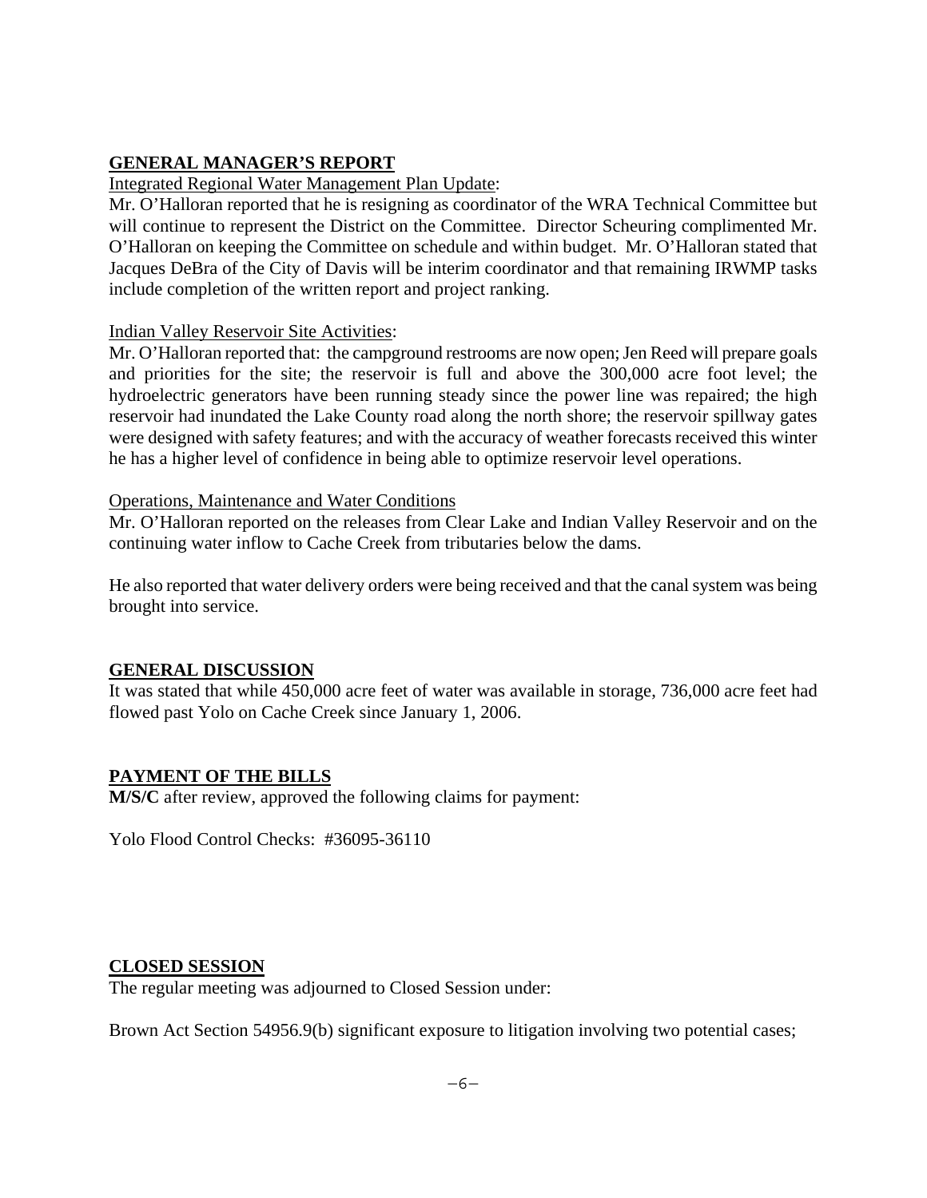## GENERAL MANAGER'S REPORT

Integrated Regional Water Management Plan Update:

Mr. O'Halloran reported that he is resigning as coordinator of the WRA Technical Committee but will continue to represent the District on the Committee. Director Scheuring complimented Mr. O'Halloran on keeping the Committee on schedule and within budget. Mr. O'Halloran stated that Jacques DeBra of the City of Davis will be interim coordinator and that remaining IRWMP tasks include completion of the written report and project ranking.

Indian Valley Reservoir Site Activities:

Mr. O'Halloran reported that: the campground restrooms are now open; Jen Reed will prepare goals and priorities for the site; the reservoir is full and above the 300,000 acre foot level; the hydroelectric generators have been running steady since the power line was repaired; the high reservoir had inundated the Lake County road along the north shore; the reservoir spillway gates were designed with safety features; and with the accuracy of weather forecasts received this winter he has a higher level of confidence in being able to optimize reservoir level operations.

Operations, Maintenance and Water Conditions

Mr. O'Halloran reported on the releases from Clear Lake and Indian Valley Reservoir and on the continuing water inflow to Cache Creek from tributaries below the dams.

He also reported that water delivery orders were being received and that the canal system was being brought into service.

## GENERAL DISCUSSION

It was stated that while 450,000 acre feet of water was available in storage, 736,000 acre feet had flowed past Yolo on Cache Creek since January 1, 2006.

## PAYMENT OF THE BILLS

**M/S/C** after review, approved the following claims for payment:

Yolo Flood Control Checks: #36095-36110

## CLOSED SESSION

The regular meeting was adjourned to Closed Session under:

Brown Act Section 54956.9(b) significant exposure to litigation involving two potential cases;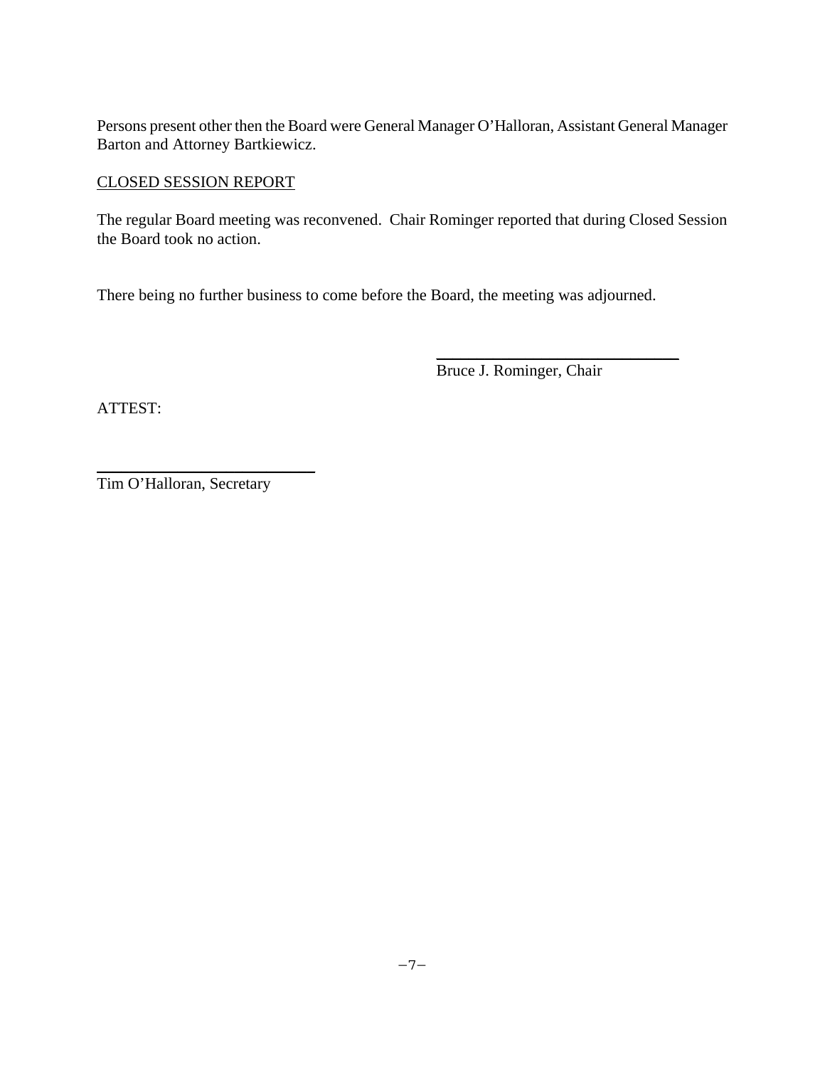Persons present other then the Board were General Manager O'Halloran, Assistant General Manager Barton and Attorney Bartkiewicz.

<u>CLOSED SESSION REPORT</u>

The regular Board meeting was reconvened. Chair Rominger reported that during Closed Session the Board took no action.

There being no further business to come before the Board, the meeting was adjourned.

\_\_\_\_\_\_\_\_\_\_\_\_\_\_\_\_\_\_\_\_\_\_\_\_\_\_\_\_\_\_
Bruce J. Rominger, Chair

ATTEST:

\_\_\_\_\_\_\_\_\_\_\_\_\_\_\_\_\_\_\_\_\_\_\_\_\_\_\_\_\_\_
Tim O'Halloran, Secretary